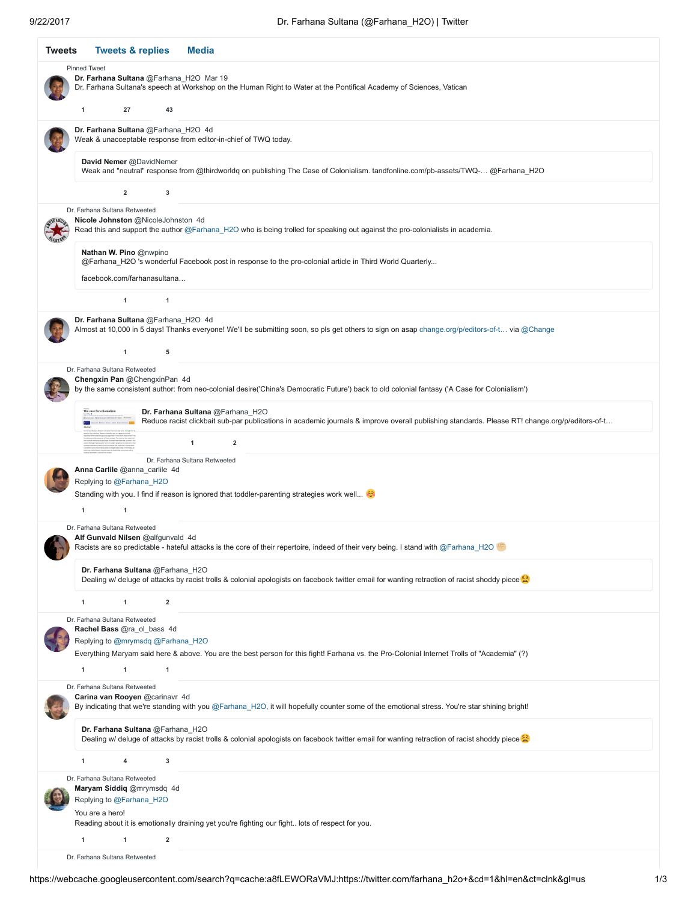Tweets | Tweets & replies | Media

Pinned Tweet

**Dr. Farhana Sultana** @Farhana_H2O Mar 19

Dr. Farhana Sultana's speech at Workshop on the Human Right to Water at the Pontifical Academy of Sciences, Vatican

1 27 43

---

**Dr. Farhana Sultana** @Farhana_H2O 4d

Weak & unacceptable response from editor-in-chief of TWQ today.

> **David Nemer** @DavidNemer
> Weak and "neutral" response from @thirdworldq on publishing The Case of Colonialism. tandfonline.com/pb-assets/TWQ-… @Farhana_H2O

2 3

---

Dr. Farhana Sultana Retweeted

**Nicole Johnston** @NicoleJohnston 4d

Read this and support the author @Farhana_H2O who is being trolled for speaking out against the pro-colonialists in academia.

> **Nathan W. Pino** @nwpino
> @Farhana_H2O 's wonderful Facebook post in response to the pro-colonial article in Third World Quarterly...
>
> facebook.com/farhanasultana…

1 1

---

**Dr. Farhana Sultana** @Farhana_H2O 4d

Almost at 10,000 in 5 days! Thanks everyone! We'll be submitting soon, so pls get others to sign on asap change.org/p/editors-of-t… via @Change

1 5

---

Dr. Farhana Sultana Retweeted

**Chengxin Pan** @ChengxinPan 4d

by the same consistent author: from neo-colonial desire('China's Democratic Future') back to old colonial fantasy ('A Case for Colonialism')

> **Dr. Farhana Sultana** @Farhana_H2O
> Reduce racist clickbait sub-par publications in academic journals & improve overall publishing standards. Please RT! change.org/p/editors-of-t…

1 2

---

Dr. Farhana Sultana Retweeted

**Anna Carlile** @anna_carlile 4d

Replying to @Farhana_H2O

Standing with you. I find if reason is ignored that toddler-parenting strategies work well... ☺️

1 1

---

Dr. Farhana Sultana Retweeted

**Alf Gunvald Nilsen** @alfgunvald 4d

Racists are so predictable - hateful attacks is the core of their repertoire, indeed of their very being. I stand with @Farhana_H2O ✊🏼

> **Dr. Farhana Sultana** @Farhana_H2O
> Dealing w/ deluge of attacks by racist trolls & colonial apologists on facebook twitter email for wanting retraction of racist shoddy piece😫

1 1 2

---

Dr. Farhana Sultana Retweeted

**Rachel Bass** @ra_ol_bass 4d

Replying to @mrymsdq @Farhana_H2O

Everything Maryam said here & above. You are the best person for this fight! Farhana vs. the Pro-Colonial Internet Trolls of "Academia" (?)

1 1 1

---

Dr. Farhana Sultana Retweeted

**Carina van Rooyen** @carinavr 4d

By indicating that we're standing with you @Farhana_H2O, it will hopefully counter some of the emotional stress. You're star shining bright!

> **Dr. Farhana Sultana** @Farhana_H2O
> Dealing w/ deluge of attacks by racist trolls & colonial apologists on facebook twitter email for wanting retraction of racist shoddy piece😫

1 4 3

---

Dr. Farhana Sultana Retweeted

**Maryam Siddiq** @mrymsdq 4d

Replying to @Farhana_H2O

You are a hero!

Reading about it is emotionally draining yet you're fighting our fight.. lots of respect for you.

1 1 2

---

Dr. Farhana Sultana Retweeted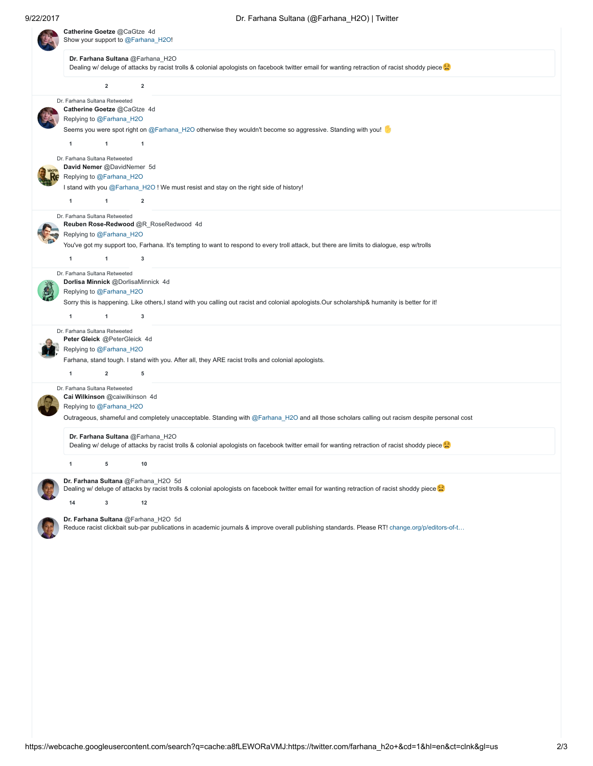**Catherine Goetze** @CaGtze 4d
Show your support to @Farhana_H2O!

> **Dr. Farhana Sultana** @Farhana_H2O
> Dealing w/ deluge of attacks by racist trolls & colonial apologists on facebook twitter email for wanting retraction of racist shoddy piece😫

2 2

---

Dr. Farhana Sultana Retweeted
**Catherine Goetze** @CaGtze 4d
Replying to @Farhana_H2O
Seems you were spot right on @Farhana_H2O otherwise they wouldn't become so aggressive. Standing with you! ✋

1 1 1

---

Dr. Farhana Sultana Retweeted
**David Nemer** @DavidNemer 5d
Replying to @Farhana_H2O
I stand with you @Farhana_H2O ! We must resist and stay on the right side of history!

1 1 2

---

Dr. Farhana Sultana Retweeted
**Reuben Rose-Redwood** @R_RoseRedwood 4d
Replying to @Farhana_H2O
You've got my support too, Farhana. It's tempting to want to respond to every troll attack, but there are limits to dialogue, esp w/trolls

1 1 3

---

Dr. Farhana Sultana Retweeted
**Dorlisa Minnick** @DorlisaMinnick 4d
Replying to @Farhana_H2O
Sorry this is happening. Like others,I stand with you calling out racist and colonial apologists.Our scholarship& humanity is better for it!

1 1 3

---

Dr. Farhana Sultana Retweeted
**Peter Gleick** @PeterGleick 4d
Replying to @Farhana_H2O
Farhana, stand tough. I stand with you. After all, they ARE racist trolls and colonial apologists.

1 2 5

---

Dr. Farhana Sultana Retweeted
**Cai Wilkinson** @caiwilkinson 4d
Replying to @Farhana_H2O
Outrageous, shameful and completely unacceptable. Standing with @Farhana_H2O and all those scholars calling out racism despite personal cost

> **Dr. Farhana Sultana** @Farhana_H2O
> Dealing w/ deluge of attacks by racist trolls & colonial apologists on facebook twitter email for wanting retraction of racist shoddy piece😫

1 5 10

---

**Dr. Farhana Sultana** @Farhana_H2O 5d
Dealing w/ deluge of attacks by racist trolls & colonial apologists on facebook twitter email for wanting retraction of racist shoddy piece😫

14 3 12

**Dr. Farhana Sultana** @Farhana_H2O 5d
Reduce racist clickbait sub-par publications in academic journals & improve overall publishing standards. Please RT! change.org/p/editors-of-t…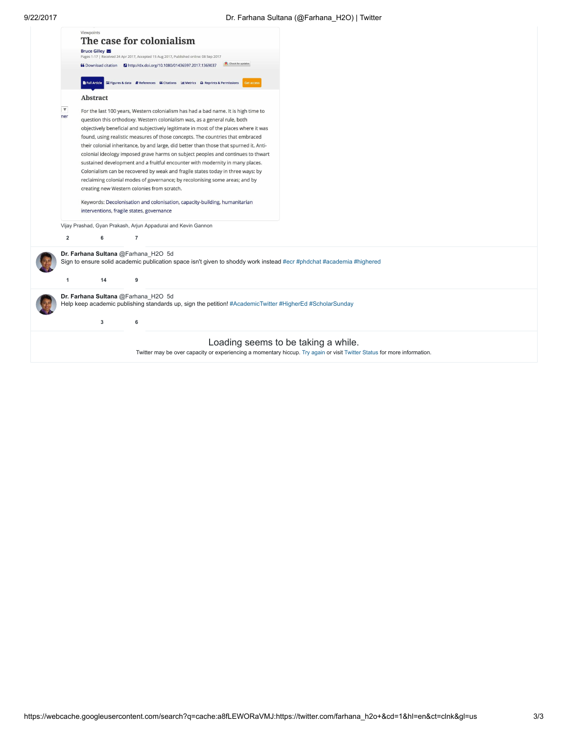Viewpoints

## The case for colonialism

Bruce Gilley

Pages 1-17 | Received 24 Apr 2017, Accepted 15 Aug 2017, Published online: 08 Sep 2017

Download citation http://dx.doi.org/10.1080/01436597.2017.1369037 Check for updates

Full Article Figures & data References Citations Metrics Reprints & Permissions Get access

### Abstract

For the last 100 years, Western colonialism has had a bad name. It is high time to question this orthodoxy. Western colonialism was, as a general rule, both objectively beneficial and subjectively legitimate in most of the places where it was found, using realistic measures of those concepts. The countries that embraced their colonial inheritance, by and large, did better than those that spurned it. Anti-colonial ideology imposed grave harms on subject peoples and continues to thwart sustained development and a fruitful encounter with modernity in many places. Colonialism can be recovered by weak and fragile states today in three ways: by reclaiming colonial modes of governance; by recolonising some areas; and by creating new Western colonies from scratch.

Keywords: Decolonisation and colonisation, capacity-building, humanitarian interventions, fragile states, governance

Vijay Prashad, Gyan Prakash, Arjun Appadurai and Kevin Gannon

2 6 7

**Dr. Farhana Sultana** @Farhana_H2O 5d

Sign to ensure solid academic publication space isn't given to shoddy work instead #ecr #phdchat #academia #highered

1 14 9

**Dr. Farhana Sultana** @Farhana_H2O 5d

Help keep academic publishing standards up, sign the petition! #AcademicTwitter #HigherEd #ScholarSunday

3 6

Loading seems to be taking a while.

Twitter may be over capacity or experiencing a momentary hiccup. Try again or visit Twitter Status for more information.